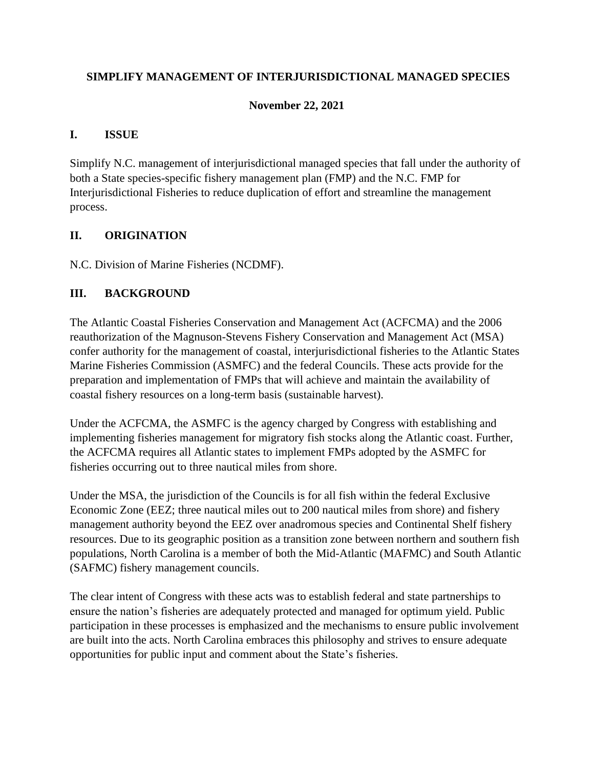# SIMPLIFY MANAGEMENT OF INTERJURISDICTIONAL MANAGED SPECIES

**November 22, 2021**

## I. ISSUE

Simplify N.C. management of interjurisdictional managed species that fall under the authority of both a State species-specific fishery management plan (FMP) and the N.C. FMP for Interjurisdictional Fisheries to reduce duplication of effort and streamline the management process.

## II. ORIGINATION

N.C. Division of Marine Fisheries (NCDMF).

## III. BACKGROUND

The Atlantic Coastal Fisheries Conservation and Management Act (ACFCMA) and the 2006 reauthorization of the Magnuson-Stevens Fishery Conservation and Management Act (MSA) confer authority for the management of coastal, interjurisdictional fisheries to the Atlantic States Marine Fisheries Commission (ASMFC) and the federal Councils. These acts provide for the preparation and implementation of FMPs that will achieve and maintain the availability of coastal fishery resources on a long-term basis (sustainable harvest).

Under the ACFCMA, the ASMFC is the agency charged by Congress with establishing and implementing fisheries management for migratory fish stocks along the Atlantic coast. Further, the ACFCMA requires all Atlantic states to implement FMPs adopted by the ASMFC for fisheries occurring out to three nautical miles from shore.

Under the MSA, the jurisdiction of the Councils is for all fish within the federal Exclusive Economic Zone (EEZ; three nautical miles out to 200 nautical miles from shore) and fishery management authority beyond the EEZ over anadromous species and Continental Shelf fishery resources. Due to its geographic position as a transition zone between northern and southern fish populations, North Carolina is a member of both the Mid-Atlantic (MAFMC) and South Atlantic (SAFMC) fishery management councils.

The clear intent of Congress with these acts was to establish federal and state partnerships to ensure the nation's fisheries are adequately protected and managed for optimum yield. Public participation in these processes is emphasized and the mechanisms to ensure public involvement are built into the acts. North Carolina embraces this philosophy and strives to ensure adequate opportunities for public input and comment about the State's fisheries.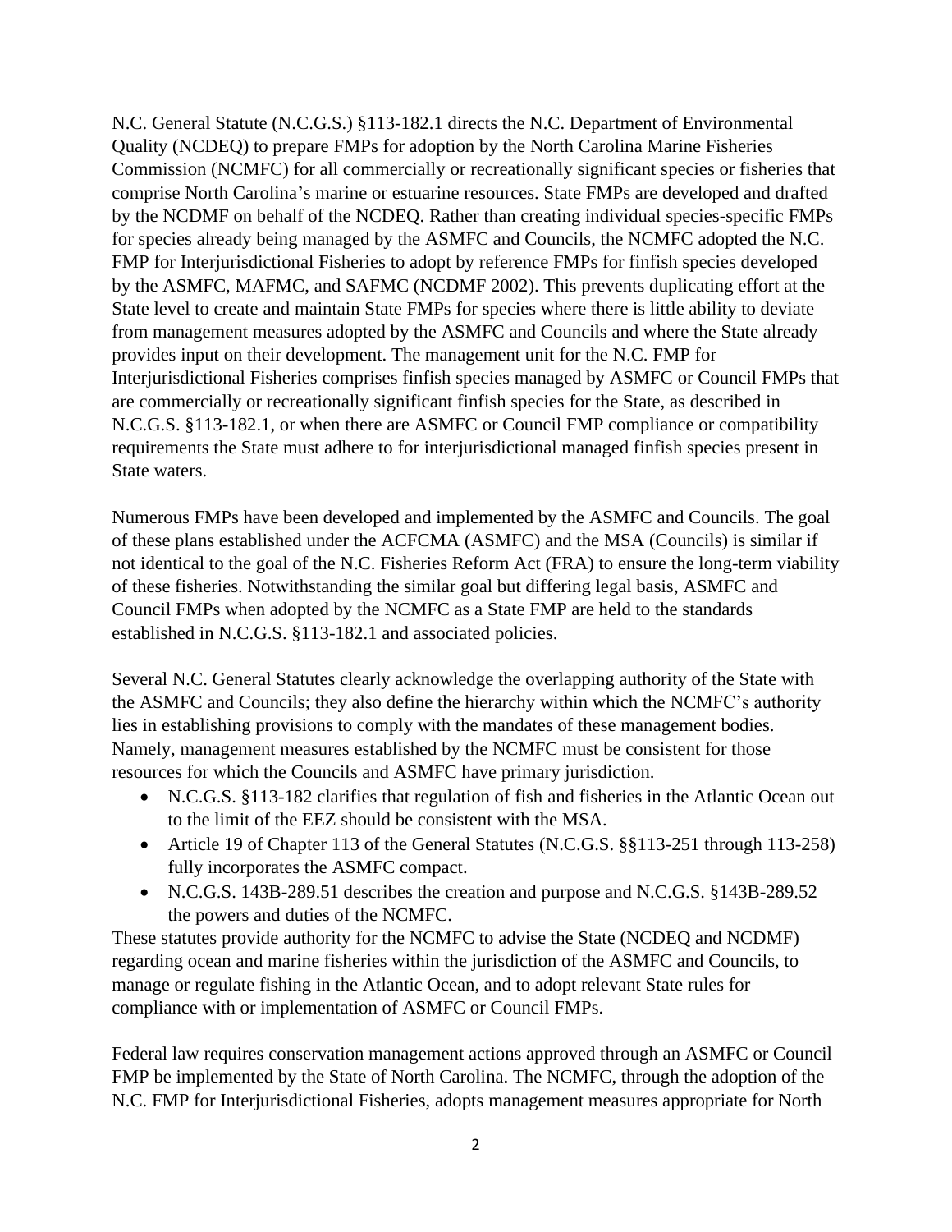N.C. General Statute (N.C.G.S.) §113-182.1 directs the N.C. Department of Environmental Quality (NCDEQ) to prepare FMPs for adoption by the North Carolina Marine Fisheries Commission (NCMFC) for all commercially or recreationally significant species or fisheries that comprise North Carolina's marine or estuarine resources. State FMPs are developed and drafted by the NCDMF on behalf of the NCDEQ. Rather than creating individual species-specific FMPs for species already being managed by the ASMFC and Councils, the NCMFC adopted the N.C. FMP for Interjurisdictional Fisheries to adopt by reference FMPs for finfish species developed by the ASMFC, MAFMC, and SAFMC (NCDMF 2002). This prevents duplicating effort at the State level to create and maintain State FMPs for species where there is little ability to deviate from management measures adopted by the ASMFC and Councils and where the State already provides input on their development. The management unit for the N.C. FMP for Interjurisdictional Fisheries comprises finfish species managed by ASMFC or Council FMPs that are commercially or recreationally significant finfish species for the State, as described in N.C.G.S. §113-182.1, or when there are ASMFC or Council FMP compliance or compatibility requirements the State must adhere to for interjurisdictional managed finfish species present in State waters.

Numerous FMPs have been developed and implemented by the ASMFC and Councils. The goal of these plans established under the ACFCMA (ASMFC) and the MSA (Councils) is similar if not identical to the goal of the N.C. Fisheries Reform Act (FRA) to ensure the long-term viability of these fisheries. Notwithstanding the similar goal but differing legal basis, ASMFC and Council FMPs when adopted by the NCMFC as a State FMP are held to the standards established in N.C.G.S. §113-182.1 and associated policies.

Several N.C. General Statutes clearly acknowledge the overlapping authority of the State with the ASMFC and Councils; they also define the hierarchy within which the NCMFC's authority lies in establishing provisions to comply with the mandates of these management bodies. Namely, management measures established by the NCMFC must be consistent for those resources for which the Councils and ASMFC have primary jurisdiction.

- N.C.G.S. §113-182 clarifies that regulation of fish and fisheries in the Atlantic Ocean out to the limit of the EEZ should be consistent with the MSA.
- Article 19 of Chapter 113 of the General Statutes (N.C.G.S. §§113-251 through 113-258) fully incorporates the ASMFC compact.
- N.C.G.S. 143B-289.51 describes the creation and purpose and N.C.G.S. §143B-289.52 the powers and duties of the NCMFC.

These statutes provide authority for the NCMFC to advise the State (NCDEQ and NCDMF) regarding ocean and marine fisheries within the jurisdiction of the ASMFC and Councils, to manage or regulate fishing in the Atlantic Ocean, and to adopt relevant State rules for compliance with or implementation of ASMFC or Council FMPs.

Federal law requires conservation management actions approved through an ASMFC or Council FMP be implemented by the State of North Carolina. The NCMFC, through the adoption of the N.C. FMP for Interjurisdictional Fisheries, adopts management measures appropriate for North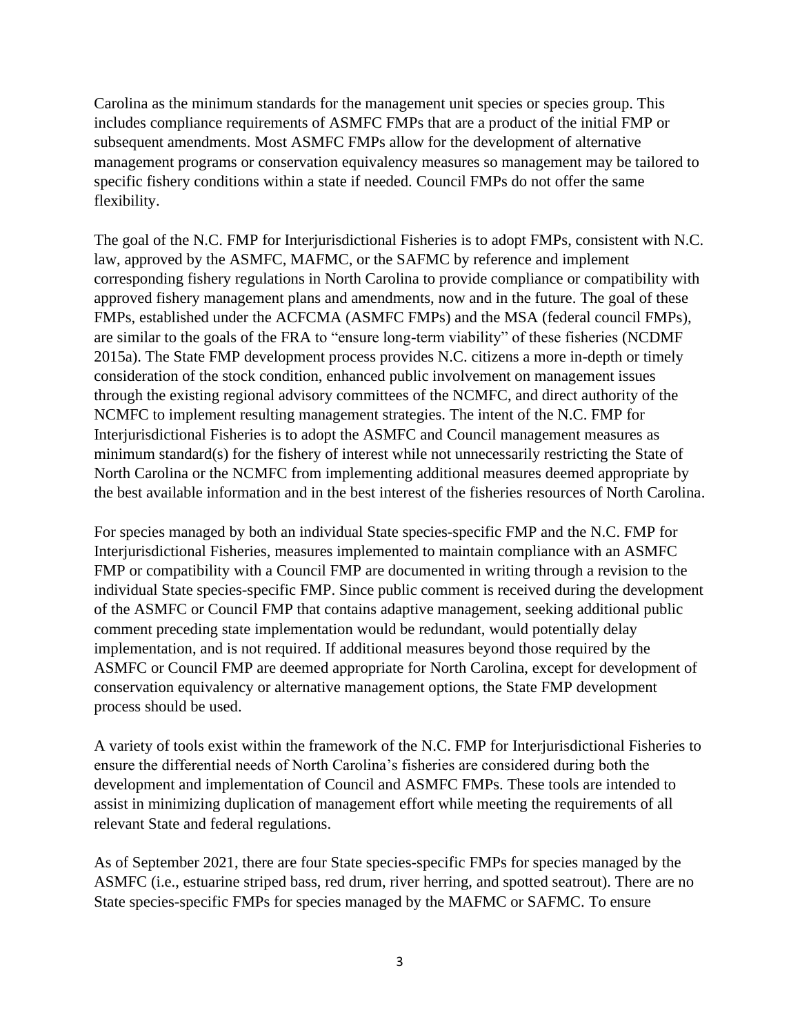Carolina as the minimum standards for the management unit species or species group. This includes compliance requirements of ASMFC FMPs that are a product of the initial FMP or subsequent amendments. Most ASMFC FMPs allow for the development of alternative management programs or conservation equivalency measures so management may be tailored to specific fishery conditions within a state if needed. Council FMPs do not offer the same flexibility.

The goal of the N.C. FMP for Interjurisdictional Fisheries is to adopt FMPs, consistent with N.C. law, approved by the ASMFC, MAFMC, or the SAFMC by reference and implement corresponding fishery regulations in North Carolina to provide compliance or compatibility with approved fishery management plans and amendments, now and in the future. The goal of these FMPs, established under the ACFCMA (ASMFC FMPs) and the MSA (federal council FMPs), are similar to the goals of the FRA to "ensure long-term viability" of these fisheries (NCDMF 2015a). The State FMP development process provides N.C. citizens a more in-depth or timely consideration of the stock condition, enhanced public involvement on management issues through the existing regional advisory committees of the NCMFC, and direct authority of the NCMFC to implement resulting management strategies. The intent of the N.C. FMP for Interjurisdictional Fisheries is to adopt the ASMFC and Council management measures as minimum standard(s) for the fishery of interest while not unnecessarily restricting the State of North Carolina or the NCMFC from implementing additional measures deemed appropriate by the best available information and in the best interest of the fisheries resources of North Carolina.

For species managed by both an individual State species-specific FMP and the N.C. FMP for Interjurisdictional Fisheries, measures implemented to maintain compliance with an ASMFC FMP or compatibility with a Council FMP are documented in writing through a revision to the individual State species-specific FMP. Since public comment is received during the development of the ASMFC or Council FMP that contains adaptive management, seeking additional public comment preceding state implementation would be redundant, would potentially delay implementation, and is not required. If additional measures beyond those required by the ASMFC or Council FMP are deemed appropriate for North Carolina, except for development of conservation equivalency or alternative management options, the State FMP development process should be used.

A variety of tools exist within the framework of the N.C. FMP for Interjurisdictional Fisheries to ensure the differential needs of North Carolina's fisheries are considered during both the development and implementation of Council and ASMFC FMPs. These tools are intended to assist in minimizing duplication of management effort while meeting the requirements of all relevant State and federal regulations.

As of September 2021, there are four State species-specific FMPs for species managed by the ASMFC (i.e., estuarine striped bass, red drum, river herring, and spotted seatrout). There are no State species-specific FMPs for species managed by the MAFMC or SAFMC. To ensure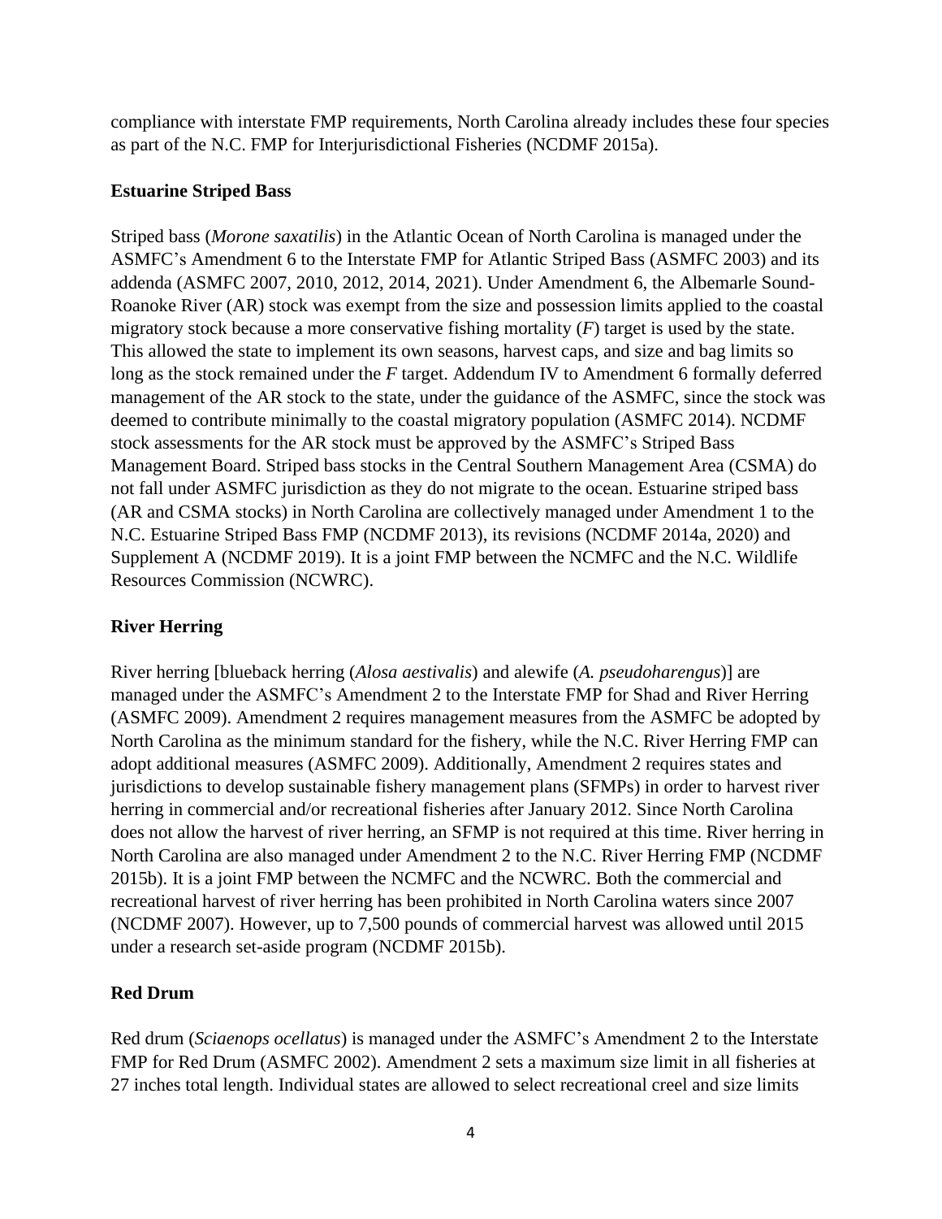compliance with interstate FMP requirements, North Carolina already includes these four species as part of the N.C. FMP for Interjurisdictional Fisheries (NCDMF 2015a).

**Estuarine Striped Bass**

Striped bass (*Morone saxatilis*) in the Atlantic Ocean of North Carolina is managed under the ASMFC's Amendment 6 to the Interstate FMP for Atlantic Striped Bass (ASMFC 2003) and its addenda (ASMFC 2007, 2010, 2012, 2014, 2021). Under Amendment 6, the Albemarle Sound-Roanoke River (AR) stock was exempt from the size and possession limits applied to the coastal migratory stock because a more conservative fishing mortality (*F*) target is used by the state. This allowed the state to implement its own seasons, harvest caps, and size and bag limits so long as the stock remained under the *F* target. Addendum IV to Amendment 6 formally deferred management of the AR stock to the state, under the guidance of the ASMFC, since the stock was deemed to contribute minimally to the coastal migratory population (ASMFC 2014). NCDMF stock assessments for the AR stock must be approved by the ASMFC's Striped Bass Management Board. Striped bass stocks in the Central Southern Management Area (CSMA) do not fall under ASMFC jurisdiction as they do not migrate to the ocean. Estuarine striped bass (AR and CSMA stocks) in North Carolina are collectively managed under Amendment 1 to the N.C. Estuarine Striped Bass FMP (NCDMF 2013), its revisions (NCDMF 2014a, 2020) and Supplement A (NCDMF 2019). It is a joint FMP between the NCMFC and the N.C. Wildlife Resources Commission (NCWRC).

**River Herring**

River herring [blueback herring (*Alosa aestivalis*) and alewife (*A. pseudoharengus*)] are managed under the ASMFC's Amendment 2 to the Interstate FMP for Shad and River Herring (ASMFC 2009). Amendment 2 requires management measures from the ASMFC be adopted by North Carolina as the minimum standard for the fishery, while the N.C. River Herring FMP can adopt additional measures (ASMFC 2009). Additionally, Amendment 2 requires states and jurisdictions to develop sustainable fishery management plans (SFMPs) in order to harvest river herring in commercial and/or recreational fisheries after January 2012. Since North Carolina does not allow the harvest of river herring, an SFMP is not required at this time. River herring in North Carolina are also managed under Amendment 2 to the N.C. River Herring FMP (NCDMF 2015b). It is a joint FMP between the NCMFC and the NCWRC. Both the commercial and recreational harvest of river herring has been prohibited in North Carolina waters since 2007 (NCDMF 2007). However, up to 7,500 pounds of commercial harvest was allowed until 2015 under a research set-aside program (NCDMF 2015b).

**Red Drum**

Red drum (*Sciaenops ocellatus*) is managed under the ASMFC's Amendment 2 to the Interstate FMP for Red Drum (ASMFC 2002). Amendment 2 sets a maximum size limit in all fisheries at 27 inches total length. Individual states are allowed to select recreational creel and size limits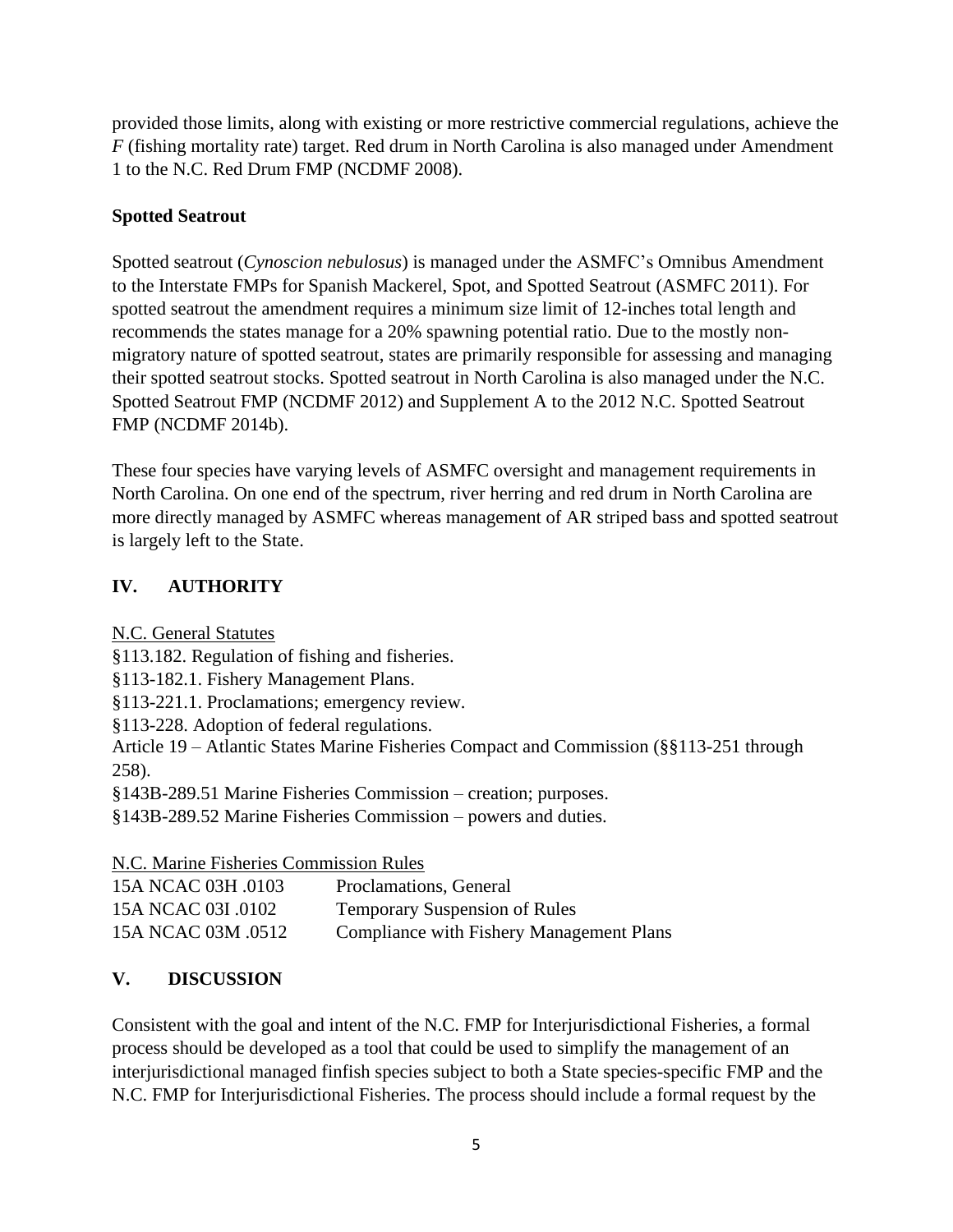provided those limits, along with existing or more restrictive commercial regulations, achieve the *F* (fishing mortality rate) target. Red drum in North Carolina is also managed under Amendment 1 to the N.C. Red Drum FMP (NCDMF 2008).

### Spotted Seatrout

Spotted seatrout (*Cynoscion nebulosus*) is managed under the ASMFC's Omnibus Amendment to the Interstate FMPs for Spanish Mackerel, Spot, and Spotted Seatrout (ASMFC 2011). For spotted seatrout the amendment requires a minimum size limit of 12-inches total length and recommends the states manage for a 20% spawning potential ratio. Due to the mostly non-migratory nature of spotted seatrout, states are primarily responsible for assessing and managing their spotted seatrout stocks. Spotted seatrout in North Carolina is also managed under the N.C. Spotted Seatrout FMP (NCDMF 2012) and Supplement A to the 2012 N.C. Spotted Seatrout FMP (NCDMF 2014b).

These four species have varying levels of ASMFC oversight and management requirements in North Carolina. On one end of the spectrum, river herring and red drum in North Carolina are more directly managed by ASMFC whereas management of AR striped bass and spotted seatrout is largely left to the State.

## IV. AUTHORITY

N.C. General Statutes

§113.182. Regulation of fishing and fisheries.
§113-182.1. Fishery Management Plans.
§113-221.1. Proclamations; emergency review.
§113-228. Adoption of federal regulations.
Article 19 – Atlantic States Marine Fisheries Compact and Commission (§§113-251 through 258).
§143B-289.51 Marine Fisheries Commission – creation; purposes.
§143B-289.52 Marine Fisheries Commission – powers and duties.

N.C. Marine Fisheries Commission Rules

| | |
|---|---|
| 15A NCAC 03H .0103 | Proclamations, General |
| 15A NCAC 03I .0102 | Temporary Suspension of Rules |
| 15A NCAC 03M .0512 | Compliance with Fishery Management Plans |

## V. DISCUSSION

Consistent with the goal and intent of the N.C. FMP for Interjurisdictional Fisheries, a formal process should be developed as a tool that could be used to simplify the management of an interjurisdictional managed finfish species subject to both a State species-specific FMP and the N.C. FMP for Interjurisdictional Fisheries. The process should include a formal request by the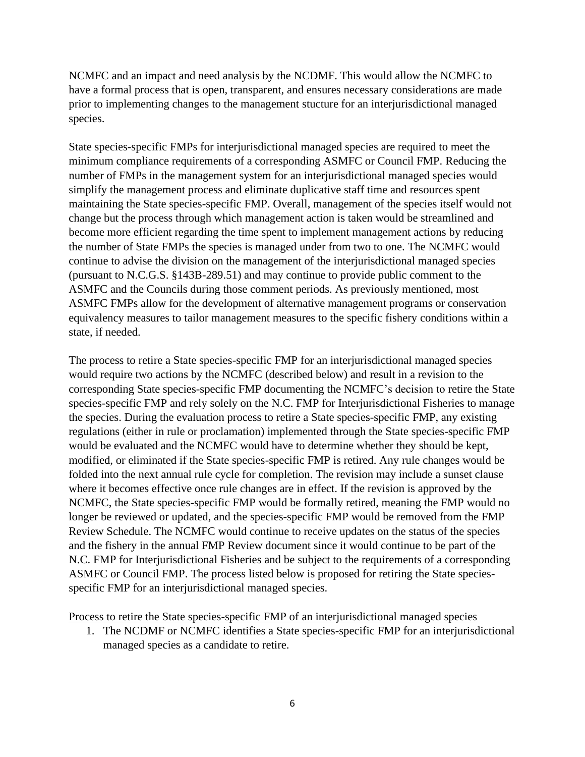NCMFC and an impact and need analysis by the NCDMF. This would allow the NCMFC to have a formal process that is open, transparent, and ensures necessary considerations are made prior to implementing changes to the management stucture for an interjurisdictional managed species.

State species-specific FMPs for interjurisdictional managed species are required to meet the minimum compliance requirements of a corresponding ASMFC or Council FMP. Reducing the number of FMPs in the management system for an interjurisdictional managed species would simplify the management process and eliminate duplicative staff time and resources spent maintaining the State species-specific FMP. Overall, management of the species itself would not change but the process through which management action is taken would be streamlined and become more efficient regarding the time spent to implement management actions by reducing the number of State FMPs the species is managed under from two to one. The NCMFC would continue to advise the division on the management of the interjurisdictional managed species (pursuant to N.C.G.S. §143B-289.51) and may continue to provide public comment to the ASMFC and the Councils during those comment periods. As previously mentioned, most ASMFC FMPs allow for the development of alternative management programs or conservation equivalency measures to tailor management measures to the specific fishery conditions within a state, if needed.

The process to retire a State species-specific FMP for an interjurisdictional managed species would require two actions by the NCMFC (described below) and result in a revision to the corresponding State species-specific FMP documenting the NCMFC's decision to retire the State species-specific FMP and rely solely on the N.C. FMP for Interjurisdictional Fisheries to manage the species. During the evaluation process to retire a State species-specific FMP, any existing regulations (either in rule or proclamation) implemented through the State species-specific FMP would be evaluated and the NCMFC would have to determine whether they should be kept, modified, or eliminated if the State species-specific FMP is retired. Any rule changes would be folded into the next annual rule cycle for completion. The revision may include a sunset clause where it becomes effective once rule changes are in effect. If the revision is approved by the NCMFC, the State species-specific FMP would be formally retired, meaning the FMP would no longer be reviewed or updated, and the species-specific FMP would be removed from the FMP Review Schedule. The NCMFC would continue to receive updates on the status of the species and the fishery in the annual FMP Review document since it would continue to be part of the N.C. FMP for Interjurisdictional Fisheries and be subject to the requirements of a corresponding ASMFC or Council FMP. The process listed below is proposed for retiring the State species-specific FMP for an interjurisdictional managed species.

<u>Process to retire the State species-specific FMP of an interjurisdictional managed species</u>

1. The NCDMF or NCMFC identifies a State species-specific FMP for an interjurisdictional managed species as a candidate to retire.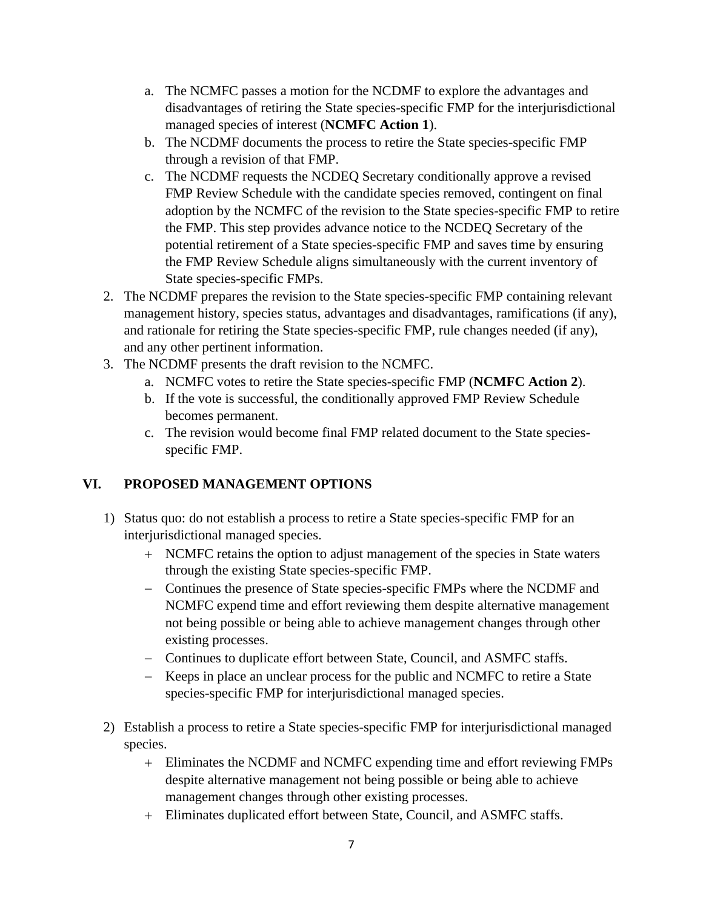a. The NCMFC passes a motion for the NCDMF to explore the advantages and disadvantages of retiring the State species-specific FMP for the interjurisdictional managed species of interest (**NCMFC Action 1**).
   b. The NCDMF documents the process to retire the State species-specific FMP through a revision of that FMP.
   c. The NCDMF requests the NCDEQ Secretary conditionally approve a revised FMP Review Schedule with the candidate species removed, contingent on final adoption by the NCMFC of the revision to the State species-specific FMP to retire the FMP. This step provides advance notice to the NCDEQ Secretary of the potential retirement of a State species-specific FMP and saves time by ensuring the FMP Review Schedule aligns simultaneously with the current inventory of State species-specific FMPs.
2. The NCDMF prepares the revision to the State species-specific FMP containing relevant management history, species status, advantages and disadvantages, ramifications (if any), and rationale for retiring the State species-specific FMP, rule changes needed (if any), and any other pertinent information.
3. The NCDMF presents the draft revision to the NCMFC.
   a. NCMFC votes to retire the State species-specific FMP (**NCMFC Action 2**).
   b. If the vote is successful, the conditionally approved FMP Review Schedule becomes permanent.
   c. The revision would become final FMP related document to the State species-specific FMP.

## VI. PROPOSED MANAGEMENT OPTIONS

1) Status quo: do not establish a process to retire a State species-specific FMP for an interjurisdictional managed species.
   + NCMFC retains the option to adjust management of the species in State waters through the existing State species-specific FMP.
   − Continues the presence of State species-specific FMPs where the NCDMF and NCMFC expend time and effort reviewing them despite alternative management not being possible or being able to achieve management changes through other existing processes.
   − Continues to duplicate effort between State, Council, and ASMFC staffs.
   − Keeps in place an unclear process for the public and NCMFC to retire a State species-specific FMP for interjurisdictional managed species.

2) Establish a process to retire a State species-specific FMP for interjurisdictional managed species.
   + Eliminates the NCDMF and NCMFC expending time and effort reviewing FMPs despite alternative management not being possible or being able to achieve management changes through other existing processes.
   + Eliminates duplicated effort between State, Council, and ASMFC staffs.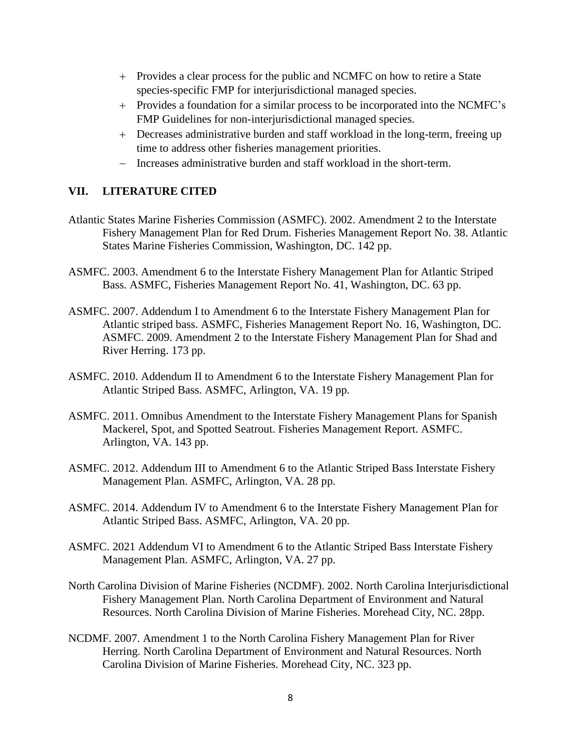- + Provides a clear process for the public and NCMFC on how to retire a State species-specific FMP for interjurisdictional managed species.
- + Provides a foundation for a similar process to be incorporated into the NCMFC's FMP Guidelines for non-interjurisdictional managed species.
- + Decreases administrative burden and staff workload in the long-term, freeing up time to address other fisheries management priorities.
- − Increases administrative burden and staff workload in the short-term.

## VII. LITERATURE CITED

Atlantic States Marine Fisheries Commission (ASMFC). 2002. Amendment 2 to the Interstate Fishery Management Plan for Red Drum. Fisheries Management Report No. 38. Atlantic States Marine Fisheries Commission, Washington, DC. 142 pp.

ASMFC. 2003. Amendment 6 to the Interstate Fishery Management Plan for Atlantic Striped Bass. ASMFC, Fisheries Management Report No. 41, Washington, DC. 63 pp.

ASMFC. 2007. Addendum I to Amendment 6 to the Interstate Fishery Management Plan for Atlantic striped bass. ASMFC, Fisheries Management Report No. 16, Washington, DC. ASMFC. 2009. Amendment 2 to the Interstate Fishery Management Plan for Shad and River Herring. 173 pp.

ASMFC. 2010. Addendum II to Amendment 6 to the Interstate Fishery Management Plan for Atlantic Striped Bass. ASMFC, Arlington, VA. 19 pp.

ASMFC. 2011. Omnibus Amendment to the Interstate Fishery Management Plans for Spanish Mackerel, Spot, and Spotted Seatrout. Fisheries Management Report. ASMFC. Arlington, VA. 143 pp.

ASMFC. 2012. Addendum III to Amendment 6 to the Atlantic Striped Bass Interstate Fishery Management Plan. ASMFC, Arlington, VA. 28 pp.

ASMFC. 2014. Addendum IV to Amendment 6 to the Interstate Fishery Management Plan for Atlantic Striped Bass. ASMFC, Arlington, VA. 20 pp.

ASMFC. 2021 Addendum VI to Amendment 6 to the Atlantic Striped Bass Interstate Fishery Management Plan. ASMFC, Arlington, VA. 27 pp.

North Carolina Division of Marine Fisheries (NCDMF). 2002. North Carolina Interjurisdictional Fishery Management Plan. North Carolina Department of Environment and Natural Resources. North Carolina Division of Marine Fisheries. Morehead City, NC. 28pp.

NCDMF. 2007. Amendment 1 to the North Carolina Fishery Management Plan for River Herring. North Carolina Department of Environment and Natural Resources. North Carolina Division of Marine Fisheries. Morehead City, NC. 323 pp.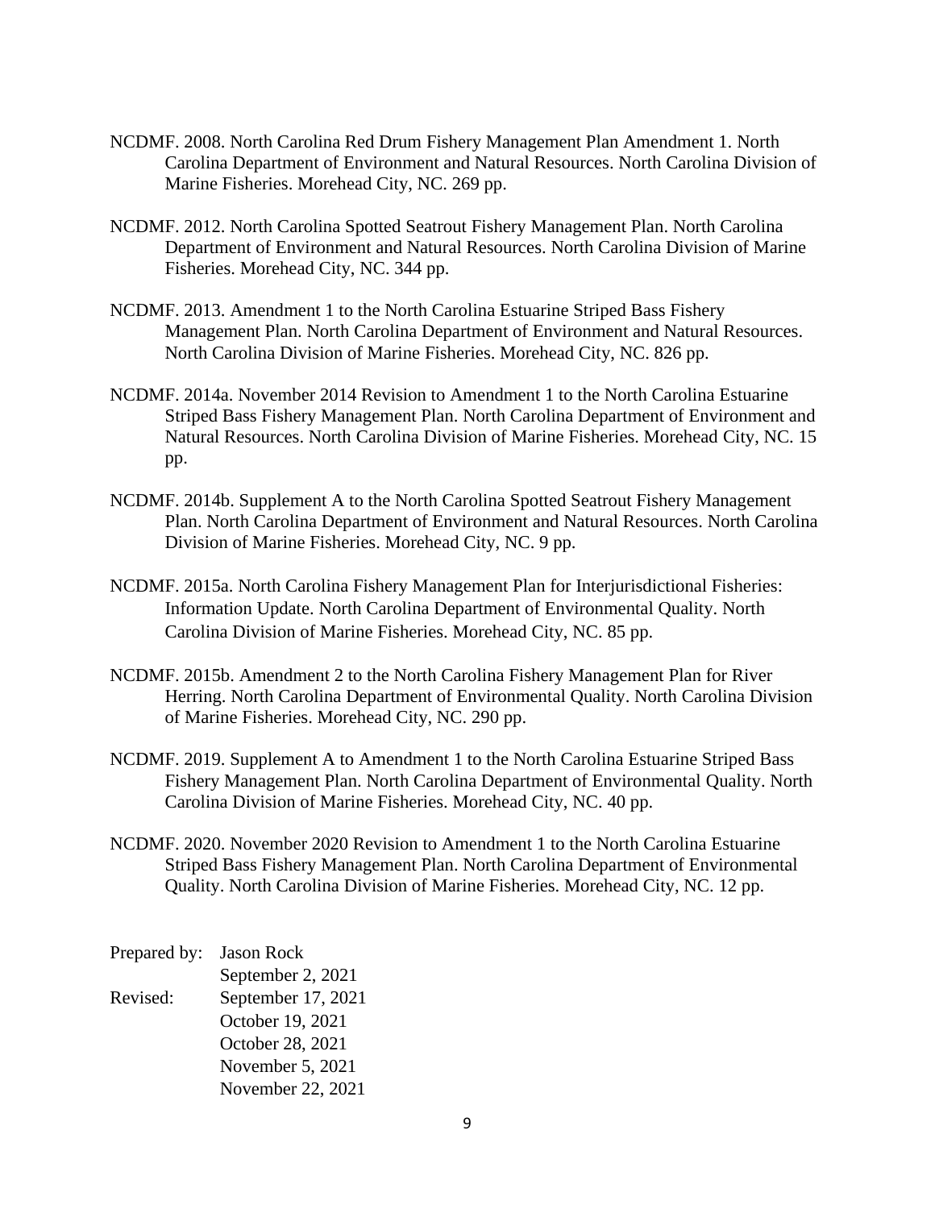NCDMF. 2008. North Carolina Red Drum Fishery Management Plan Amendment 1. North Carolina Department of Environment and Natural Resources. North Carolina Division of Marine Fisheries. Morehead City, NC. 269 pp.

NCDMF. 2012. North Carolina Spotted Seatrout Fishery Management Plan. North Carolina Department of Environment and Natural Resources. North Carolina Division of Marine Fisheries. Morehead City, NC. 344 pp.

NCDMF. 2013. Amendment 1 to the North Carolina Estuarine Striped Bass Fishery Management Plan. North Carolina Department of Environment and Natural Resources. North Carolina Division of Marine Fisheries. Morehead City, NC. 826 pp.

NCDMF. 2014a. November 2014 Revision to Amendment 1 to the North Carolina Estuarine Striped Bass Fishery Management Plan. North Carolina Department of Environment and Natural Resources. North Carolina Division of Marine Fisheries. Morehead City, NC. 15 pp.

NCDMF. 2014b. Supplement A to the North Carolina Spotted Seatrout Fishery Management Plan. North Carolina Department of Environment and Natural Resources. North Carolina Division of Marine Fisheries. Morehead City, NC. 9 pp.

NCDMF. 2015a. North Carolina Fishery Management Plan for Interjurisdictional Fisheries: Information Update. North Carolina Department of Environmental Quality. North Carolina Division of Marine Fisheries. Morehead City, NC. 85 pp.

NCDMF. 2015b. Amendment 2 to the North Carolina Fishery Management Plan for River Herring. North Carolina Department of Environmental Quality. North Carolina Division of Marine Fisheries. Morehead City, NC. 290 pp.

NCDMF. 2019. Supplement A to Amendment 1 to the North Carolina Estuarine Striped Bass Fishery Management Plan. North Carolina Department of Environmental Quality. North Carolina Division of Marine Fisheries. Morehead City, NC. 40 pp.

NCDMF. 2020. November 2020 Revision to Amendment 1 to the North Carolina Estuarine Striped Bass Fishery Management Plan. North Carolina Department of Environmental Quality. North Carolina Division of Marine Fisheries. Morehead City, NC. 12 pp.

Prepared by: Jason Rock
September 2, 2021

Revised: September 17, 2021
October 19, 2021
October 28, 2021
November 5, 2021
November 22, 2021